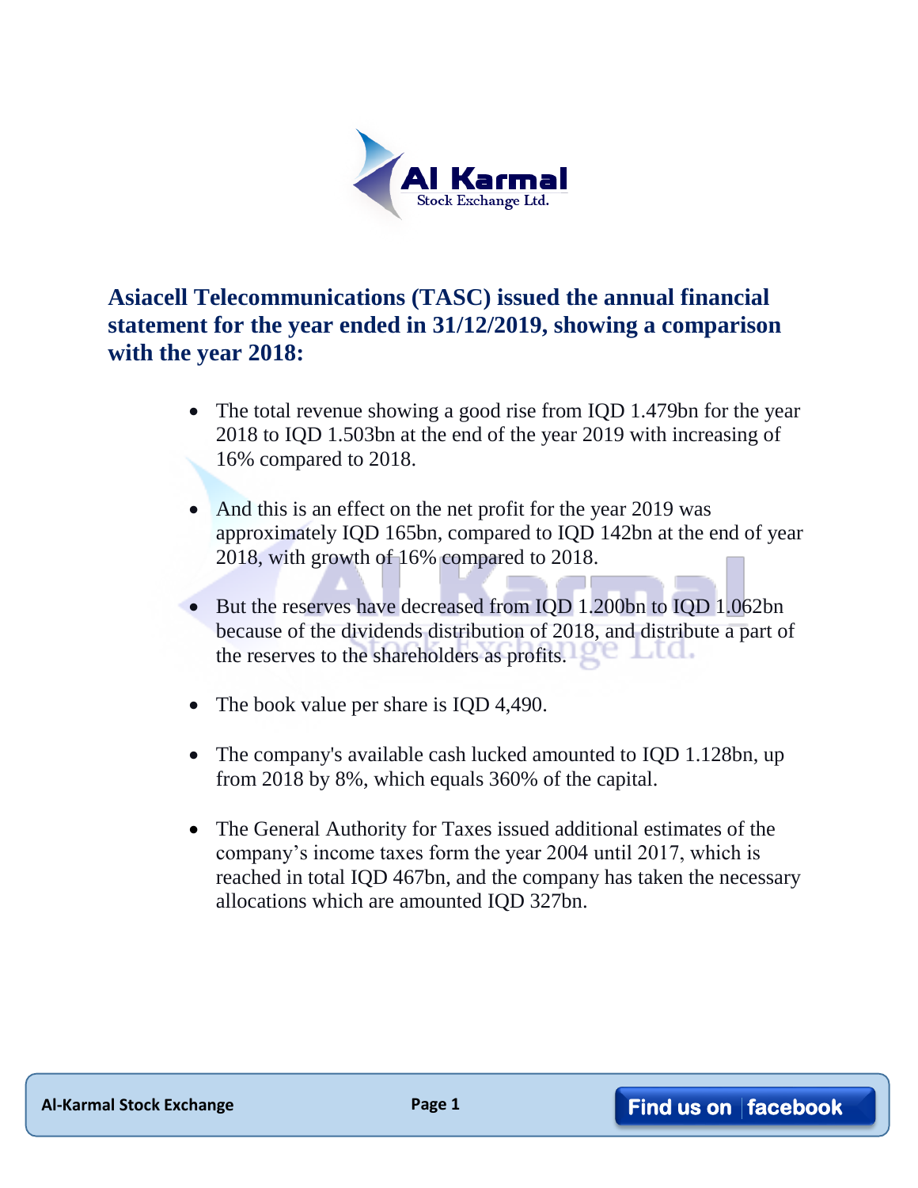## Asiacell Telecommunications (TASC) issued the annual financial statement for the year ended in 31/12/2019, showing a comparison with the year 2018:

- The total revenue showing a good rise from IQD 1.479bn for the year 2018 to IQD 1.503bn at the end of the year 2019 with increasing of 16% compared to 2018.

- And this is an effect on the net profit for the year 2019 was approximately IQD 165bn, compared to IQD 142bn at the end of year 2018, with growth of 16% compared to 2018.

- But the reserves have decreased from IQD 1.200bn to IQD 1.062bn because of the dividends distribution of 2018, and distribute a part of the reserves to the shareholders as profits.

- The book value per share is IQD 4,490.

- The company's available cash lucked amounted to IQD 1.128bn, up from 2018 by 8%, which equals 360% of the capital.

- The General Authority for Taxes issued additional estimates of the company's income taxes form the year 2004 until 2017, which is reached in total IQD 467bn, and the company has taken the necessary allocations which are amounted IQD 327bn.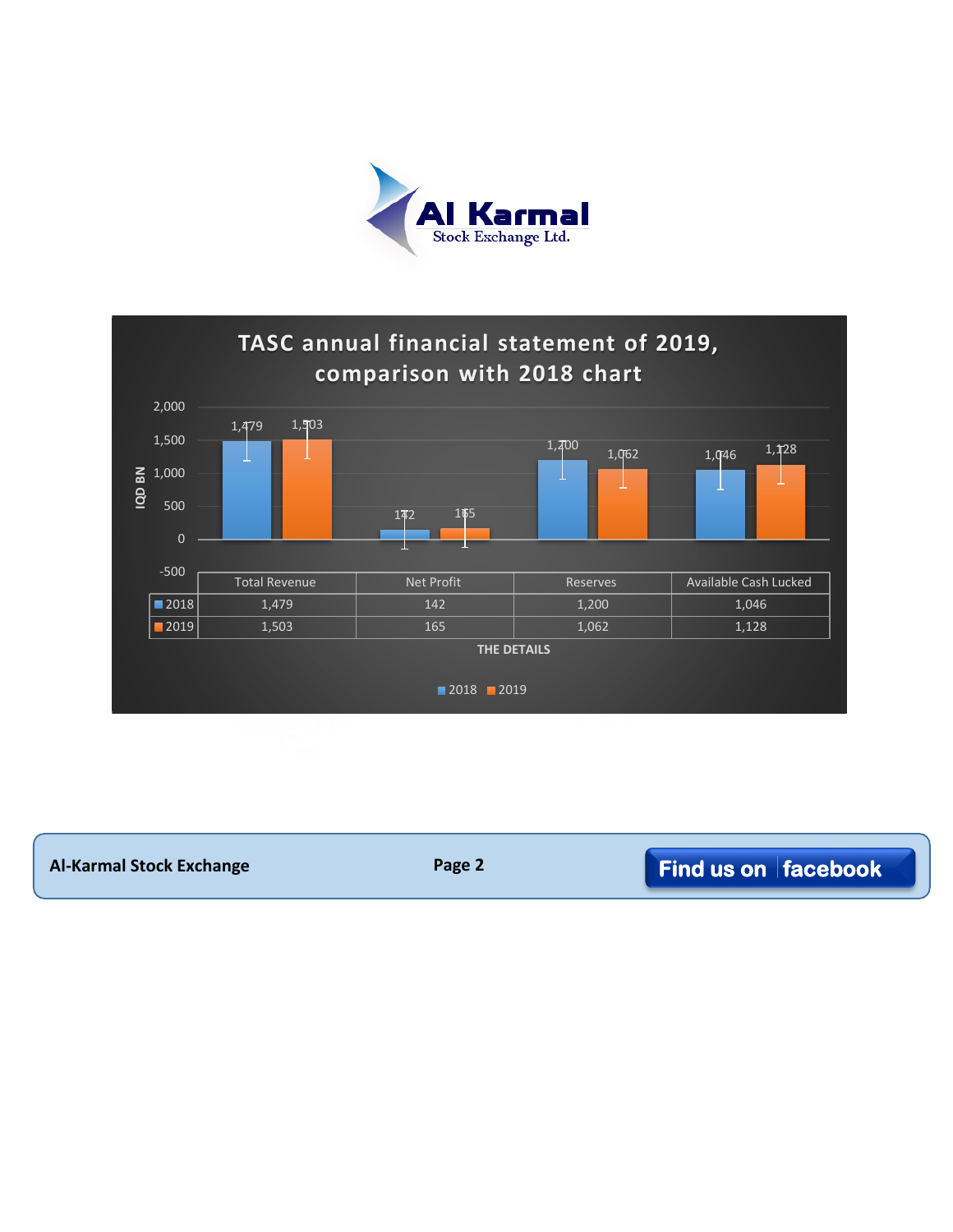Al Karmal
Stock Exchange Ltd.

## TASC annual financial statement of 2019, comparison with 2018 chart

IQD BN

| | Total Revenue | Net Profit | Reserves | Available Cash Lucked |
|---|---|---|---|---|
| 2018 | 1,479 | 142 | 1,200 | 1,046 |
| 2019 | 1,503 | 165 | 1,062 | 1,128 |

THE DETAILS

2018 2019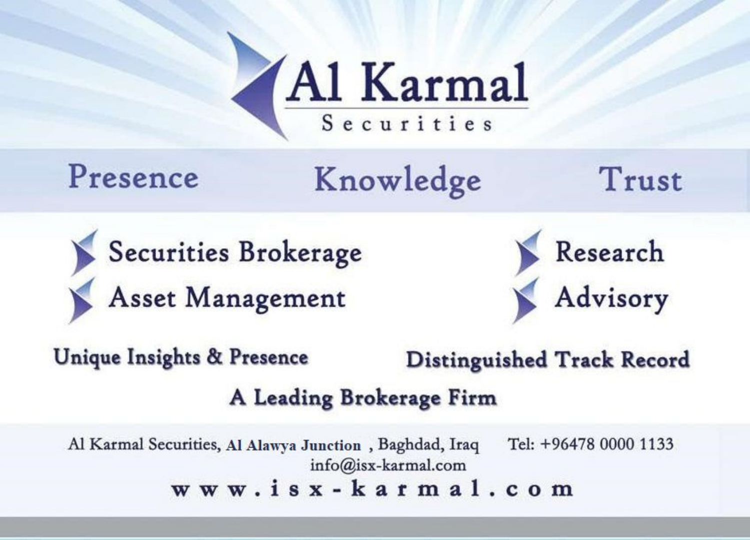# Al Karmal

Securities

Presence Knowledge Trust

- Securities Brokerage
- Asset Management
- Research
- Advisory

**Unique Insights & Presence**

**Distinguished Track Record**

**A Leading Brokerage Firm**

Al Karmal Securities, Al Alawya Junction , Baghdad, Iraq Tel: +96478 0000 1133

info@isx-karmal.com

www.isx-karmal.com